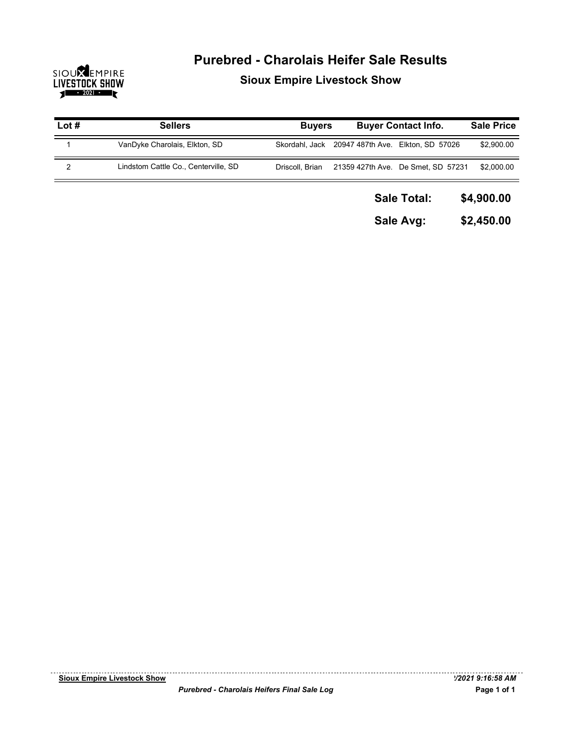# Purebred - Charolais Heifer Sale Results

## Sioux Empire Livestock Show

| Lot # | Sellers | Buyers | Buyer Contact Info. | Sale Price |
|---|---|---|---|---|
| 1 | VanDyke Charolais, Elkton, SD | Skordahl, Jack | 20947 487th Ave. Elkton, SD 57026 | $2,900.00 |
| 2 | Lindstom Cattle Co., Centerville, SD | Driscoll, Brian | 21359 427th Ave. De Smet, SD 57231 | $2,000.00 |

**Sale Total: $4,900.00**

**Sale Avg: $2,450.00**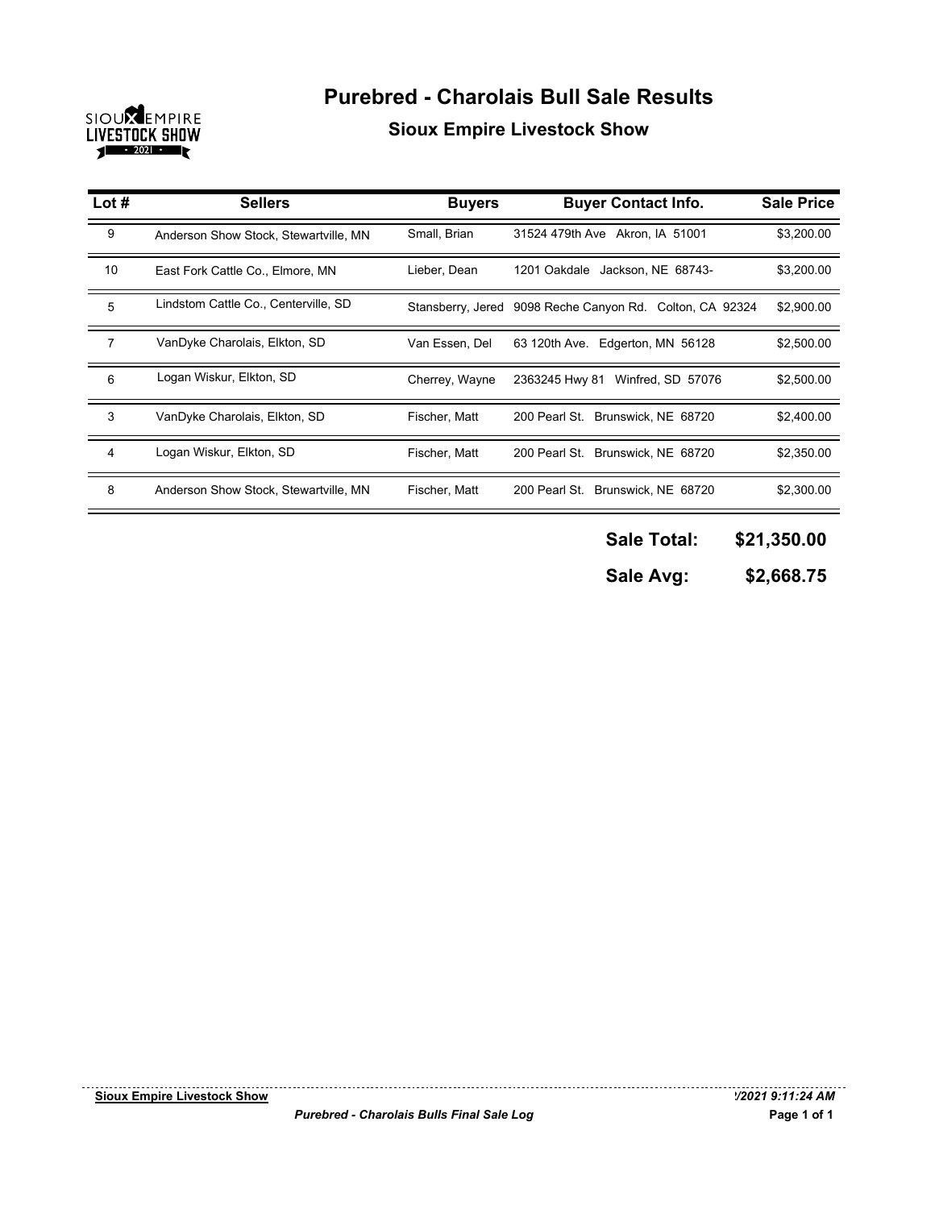# Purebred - Charolais Bull Sale Results

## Sioux Empire Livestock Show

| Lot # | Sellers | Buyers | Buyer Contact Info. | Sale Price |
|---|---|---|---|---|
| 9 | Anderson Show Stock, Stewartville, MN | Small, Brian | 31524 479th Ave Akron, IA 51001 | $3,200.00 |
| 10 | East Fork Cattle Co., Elmore, MN | Lieber, Dean | 1201 Oakdale Jackson, NE 68743- | $3,200.00 |
| 5 | Lindstom Cattle Co., Centerville, SD | Stansberry, Jered | 9098 Reche Canyon Rd. Colton, CA 92324 | $2,900.00 |
| 7 | VanDyke Charolais, Elkton, SD | Van Essen, Del | 63 120th Ave. Edgerton, MN 56128 | $2,500.00 |
| 6 | Logan Wiskur, Elkton, SD | Cherrey, Wayne | 2363245 Hwy 81 Winfred, SD 57076 | $2,500.00 |
| 3 | VanDyke Charolais, Elkton, SD | Fischer, Matt | 200 Pearl St. Brunswick, NE 68720 | $2,400.00 |
| 4 | Logan Wiskur, Elkton, SD | Fischer, Matt | 200 Pearl St. Brunswick, NE 68720 | $2,350.00 |
| 8 | Anderson Show Stock, Stewartville, MN | Fischer, Matt | 200 Pearl St. Brunswick, NE 68720 | $2,300.00 |

**Sale Total: $21,350.00**

**Sale Avg: $2,668.75**